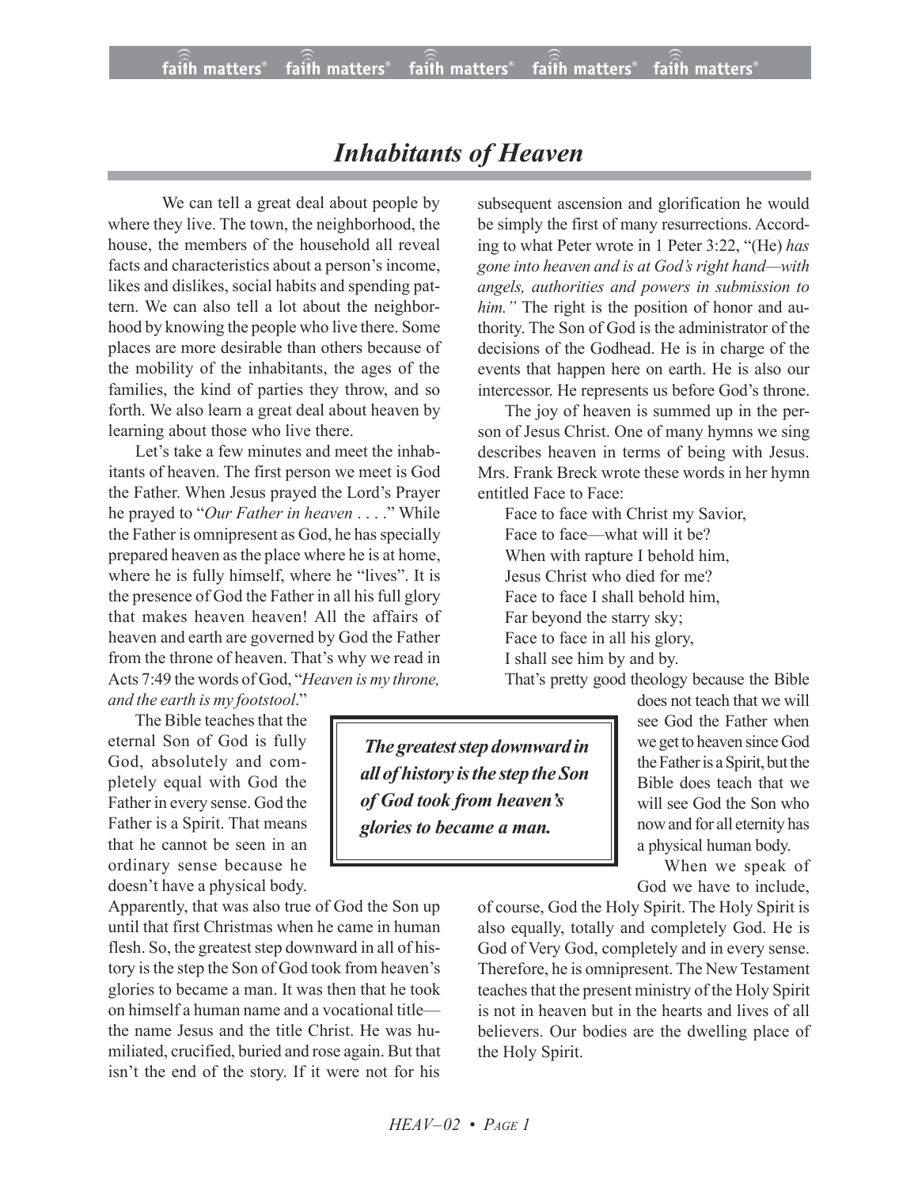# *Inhabitants of Heaven*

We can tell a great deal about people by where they live. The town, the neighborhood, the house, the members of the household all reveal facts and characteristics about a person's income, likes and dislikes, social habits and spending pattern. We can also tell a lot about the neighborhood by knowing the people who live there. Some places are more desirable than others because of the mobility of the inhabitants, the ages of the families, the kind of parties they throw, and so forth. We also learn a great deal about heaven by learning about those who live there.

Let's take a few minutes and meet the inhabitants of heaven. The first person we meet is God the Father. When Jesus prayed the Lord's Prayer he prayed to "*Our Father in heaven* . . . ." While the Father is omnipresent as God, he has specially prepared heaven as the place where he is at home, where he is fully himself, where he "lives". It is the presence of God the Father in all his full glory that makes heaven heaven! All the affairs of heaven and earth are governed by God the Father from the throne of heaven. That's why we read in Acts 7:49 the words of God, "*Heaven is my throne, and the earth is my footstool*."

The Bible teaches that the eternal Son of God is fully God, absolutely and completely equal with God the Father in every sense. God the Father is a Spirit. That means that he cannot be seen in an ordinary sense because he doesn't have a physical body. Apparently, that was also true of God the Son up until that first Christmas when he came in human flesh. So, the greatest step downward in all of history is the step the Son of God took from heaven's glories to became a man. It was then that he took on himself a human name and a vocational title—the name Jesus and the title Christ. He was humiliated, crucified, buried and rose again. But that isn't the end of the story. If it were not for his subsequent ascension and glorification he would be simply the first of many resurrections. According to what Peter wrote in 1 Peter 3:22, "(He) *has gone into heaven and is at God's right hand—with angels, authorities and powers in submission to him."* The right is the position of honor and authority. The Son of God is the administrator of the decisions of the Godhead. He is in charge of the events that happen here on earth. He is also our intercessor. He represents us before God's throne.

> ***The greatest step downward in all of history is the step the Son of God took from heaven's glories to became a man.***

The joy of heaven is summed up in the person of Jesus Christ. One of many hymns we sing describes heaven in terms of being with Jesus. Mrs. Frank Breck wrote these words in her hymn entitled Face to Face:

Face to face with Christ my Savior,
Face to face—what will it be?
When with rapture I behold him,
Jesus Christ who died for me?
Face to face I shall behold him,
Far beyond the starry sky;
Face to face in all his glory,
I shall see him by and by.

That's pretty good theology because the Bible does not teach that we will see God the Father when we get to heaven since God the Father is a Spirit, but the Bible does teach that we will see God the Son who now and for all eternity has a physical human body.

When we speak of God we have to include, of course, God the Holy Spirit. The Holy Spirit is also equally, totally and completely God. He is God of Very God, completely and in every sense. Therefore, he is omnipresent. The New Testament teaches that the present ministry of the Holy Spirit is not in heaven but in the hearts and lives of all believers. Our bodies are the dwelling place of the Holy Spirit.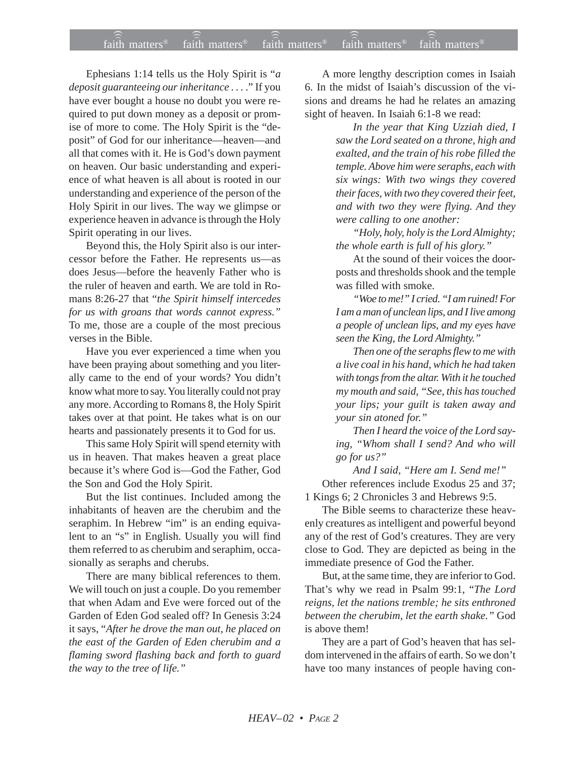Ephesians 1:14 tells us the Holy Spirit is "*a deposit guaranteeing our inheritance . . . .*" If you have ever bought a house no doubt you were required to put down money as a deposit or promise of more to come. The Holy Spirit is the "deposit" of God for our inheritance—heaven—and all that comes with it. He is God's down payment on heaven. Our basic understanding and experience of what heaven is all about is rooted in our understanding and experience of the person of the Holy Spirit in our lives. The way we glimpse or experience heaven in advance is through the Holy Spirit operating in our lives.

Beyond this, the Holy Spirit also is our intercessor before the Father. He represents us—as does Jesus—before the heavenly Father who is the ruler of heaven and earth. We are told in Romans 8:26-27 that "*the Spirit himself intercedes for us with groans that words cannot express.*" To me, those are a couple of the most precious verses in the Bible.

Have you ever experienced a time when you have been praying about something and you literally came to the end of your words? You didn't know what more to say. You literally could not pray any more. According to Romans 8, the Holy Spirit takes over at that point. He takes what is on our hearts and passionately presents it to God for us.

This same Holy Spirit will spend eternity with us in heaven. That makes heaven a great place because it's where God is—God the Father, God the Son and God the Holy Spirit.

But the list continues. Included among the inhabitants of heaven are the cherubim and the seraphim. In Hebrew "im" is an ending equivalent to an "s" in English. Usually you will find them referred to as cherubim and seraphim, occasionally as seraphs and cherubs.

There are many biblical references to them. We will touch on just a couple. Do you remember that when Adam and Eve were forced out of the Garden of Eden God sealed off? In Genesis 3:24 it says, "*After he drove the man out, he placed on the east of the Garden of Eden cherubim and a flaming sword flashing back and forth to guard the way to the tree of life.*"

A more lengthy description comes in Isaiah 6. In the midst of Isaiah's discussion of the visions and dreams he had he relates an amazing sight of heaven. In Isaiah 6:1-8 we read:

> *In the year that King Uzziah died, I saw the Lord seated on a throne, high and exalted, and the train of his robe filled the temple. Above him were seraphs, each with six wings: With two wings they covered their faces, with two they covered their feet, and with two they were flying. And they were calling to one another:*
>
> *"Holy, holy, holy is the Lord Almighty; the whole earth is full of his glory."*
>
> At the sound of their voices the doorposts and thresholds shook and the temple was filled with smoke.
>
> *"Woe to me!" I cried. "I am ruined! For I am a man of unclean lips, and I live among a people of unclean lips, and my eyes have seen the King, the Lord Almighty."*
>
> *Then one of the seraphs flew to me with a live coal in his hand, which he had taken with tongs from the altar. With it he touched my mouth and said, "See, this has touched your lips; your guilt is taken away and your sin atoned for."*
>
> *Then I heard the voice of the Lord saying, "Whom shall I send? And who will go for us?"*
>
> *And I said, "Here am I. Send me!"*

Other references include Exodus 25 and 37; 1 Kings 6; 2 Chronicles 3 and Hebrews 9:5.

The Bible seems to characterize these heavenly creatures as intelligent and powerful beyond any of the rest of God's creatures. They are very close to God. They are depicted as being in the immediate presence of God the Father.

But, at the same time, they are inferior to God. That's why we read in Psalm 99:1, "*The Lord reigns, let the nations tremble; he sits enthroned between the cherubim, let the earth shake.*" God is above them!

They are a part of God's heaven that has seldom intervened in the affairs of earth. So we don't have too many instances of people having con-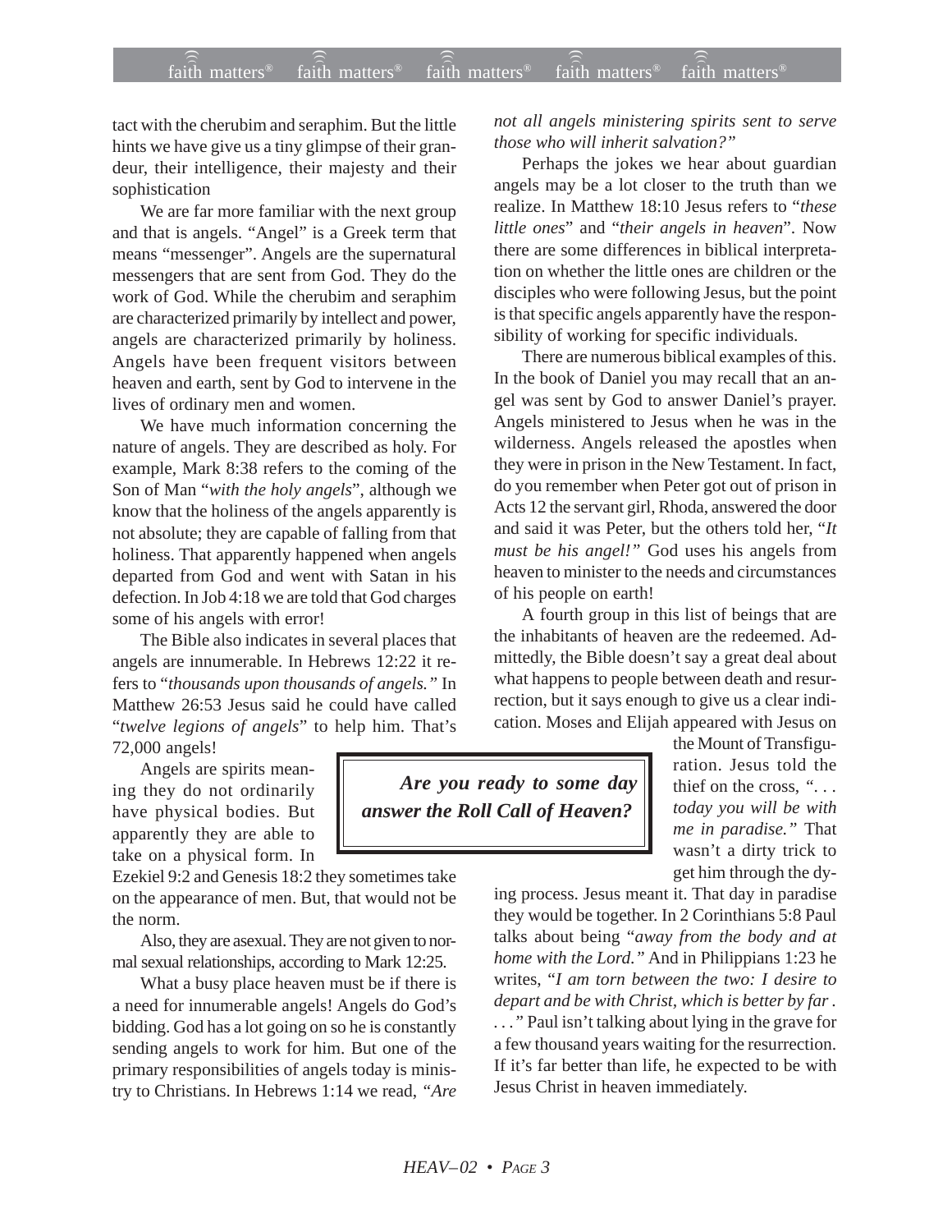tact with the cherubim and seraphim. But the little hints we have give us a tiny glimpse of their grandeur, their intelligence, their majesty and their sophistication

We are far more familiar with the next group and that is angels. "Angel" is a Greek term that means "messenger". Angels are the supernatural messengers that are sent from God. They do the work of God. While the cherubim and seraphim are characterized primarily by intellect and power, angels are characterized primarily by holiness. Angels have been frequent visitors between heaven and earth, sent by God to intervene in the lives of ordinary men and women.

We have much information concerning the nature of angels. They are described as holy. For example, Mark 8:38 refers to the coming of the Son of Man "*with the holy angels*", although we know that the holiness of the angels apparently is not absolute; they are capable of falling from that holiness. That apparently happened when angels departed from God and went with Satan in his defection. In Job 4:18 we are told that God charges some of his angels with error!

The Bible also indicates in several places that angels are innumerable. In Hebrews 12:22 it refers to "*thousands upon thousands of angels.*" In Matthew 26:53 Jesus said he could have called "*twelve legions of angels*" to help him. That's 72,000 angels!

Angels are spirits meaning they do not ordinarily have physical bodies. But apparently they are able to take on a physical form. In Ezekiel 9:2 and Genesis 18:2 they sometimes take on the appearance of men. But, that would not be the norm.

Also, they are asexual. They are not given to normal sexual relationships, according to Mark 12:25.

What a busy place heaven must be if there is a need for innumerable angels! Angels do God's bidding. God has a lot going on so he is constantly sending angels to work for him. But one of the primary responsibilities of angels today is ministry to Christians. In Hebrews 1:14 we read, *"Are not all angels ministering spirits sent to serve those who will inherit salvation?"*

Perhaps the jokes we hear about guardian angels may be a lot closer to the truth than we realize. In Matthew 18:10 Jesus refers to "*these little ones*" and "*their angels in heaven*". Now there are some differences in biblical interpretation on whether the little ones are children or the disciples who were following Jesus, but the point is that specific angels apparently have the responsibility of working for specific individuals.

There are numerous biblical examples of this. In the book of Daniel you may recall that an angel was sent by God to answer Daniel's prayer. Angels ministered to Jesus when he was in the wilderness. Angels released the apostles when they were in prison in the New Testament. In fact, do you remember when Peter got out of prison in Acts 12 the servant girl, Rhoda, answered the door and said it was Peter, but the others told her, "*It must be his angel!"* God uses his angels from heaven to minister to the needs and circumstances of his people on earth!

A fourth group in this list of beings that are the inhabitants of heaven are the redeemed. Admittedly, the Bible doesn't say a great deal about what happens to people between death and resurrection, but it says enough to give us a clear indication. Moses and Elijah appeared with Jesus on the Mount of Transfiguration. Jesus told the thief on the cross, *". . . today you will be with me in paradise."* That wasn't a dirty trick to get him through the dying process. Jesus meant it. That day in paradise they would be together. In 2 Corinthians 5:8 Paul talks about being "*away from the body and at home with the Lord."* And in Philippians 1:23 he writes, "*I am torn between the two: I desire to depart and be with Christ, which is better by far . . . .*" Paul isn't talking about lying in the grave for a few thousand years waiting for the resurrection. If it's far better than life, he expected to be with Jesus Christ in heaven immediately.

***Are you ready to some day answer the Roll Call of Heaven?***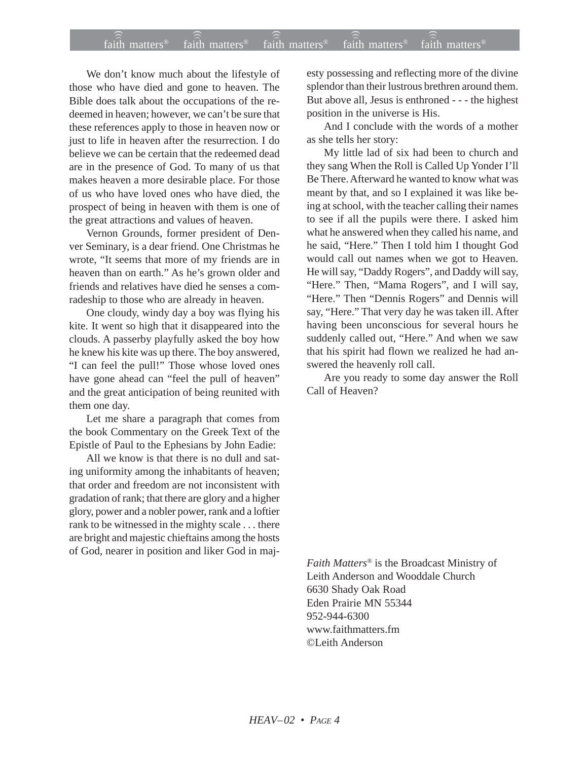We don't know much about the lifestyle of those who have died and gone to heaven. The Bible does talk about the occupations of the redeemed in heaven; however, we can't be sure that these references apply to those in heaven now or just to life in heaven after the resurrection. I do believe we can be certain that the redeemed dead are in the presence of God. To many of us that makes heaven a more desirable place. For those of us who have loved ones who have died, the prospect of being in heaven with them is one of the great attractions and values of heaven.

Vernon Grounds, former president of Denver Seminary, is a dear friend. One Christmas he wrote, "It seems that more of my friends are in heaven than on earth." As he's grown older and friends and relatives have died he senses a comradeship to those who are already in heaven.

One cloudy, windy day a boy was flying his kite. It went so high that it disappeared into the clouds. A passerby playfully asked the boy how he knew his kite was up there. The boy answered, "I can feel the pull!" Those whose loved ones have gone ahead can "feel the pull of heaven" and the great anticipation of being reunited with them one day.

Let me share a paragraph that comes from the book Commentary on the Greek Text of the Epistle of Paul to the Ephesians by John Eadie:

All we know is that there is no dull and sating uniformity among the inhabitants of heaven; that order and freedom are not inconsistent with gradation of rank; that there are glory and a higher glory, power and a nobler power, rank and a loftier rank to be witnessed in the mighty scale . . . there are bright and majestic chieftains among the hosts of God, nearer in position and liker God in majesty possessing and reflecting more of the divine splendor than their lustrous brethren around them. But above all, Jesus is enthroned - - - the highest position in the universe is His.

And I conclude with the words of a mother as she tells her story:

My little lad of six had been to church and they sang When the Roll is Called Up Yonder I'll Be There. Afterward he wanted to know what was meant by that, and so I explained it was like being at school, with the teacher calling their names to see if all the pupils were there. I asked him what he answered when they called his name, and he said, "Here." Then I told him I thought God would call out names when we got to Heaven. He will say, "Daddy Rogers", and Daddy will say, "Here." Then, "Mama Rogers", and I will say, "Here." Then "Dennis Rogers" and Dennis will say, "Here." That very day he was taken ill. After having been unconscious for several hours he suddenly called out, "Here." And when we saw that his spirit had flown we realized he had answered the heavenly roll call.

Are you ready to some day answer the Roll Call of Heaven?

*Faith Matters*® is the Broadcast Ministry of
Leith Anderson and Wooddale Church
6630 Shady Oak Road
Eden Prairie MN 55344
952-944-6300
www.faithmatters.fm
©Leith Anderson